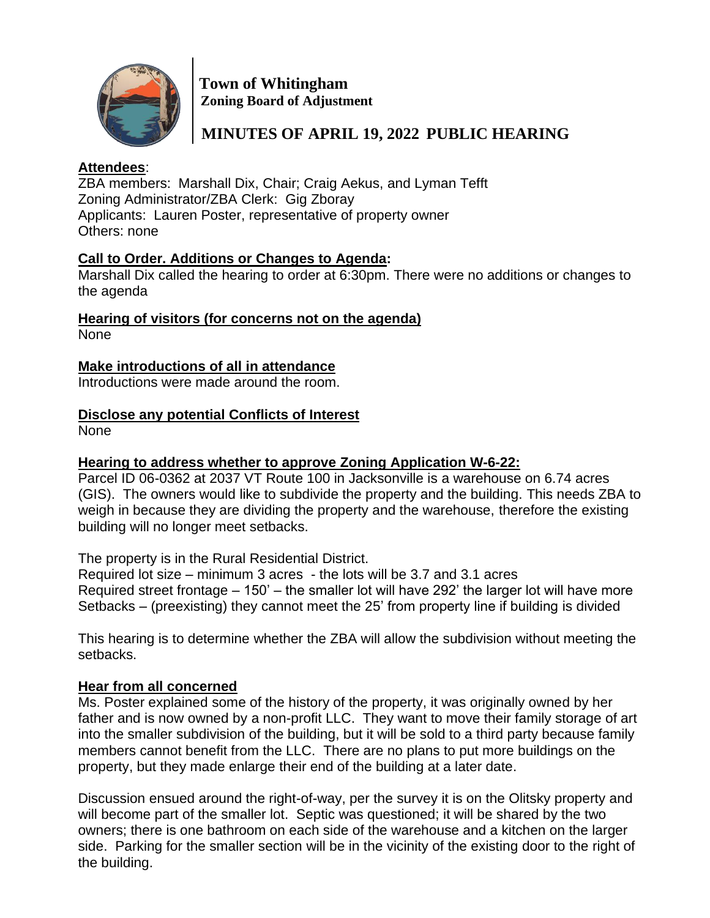**Town of Whitingham**
**Zoning Board of Adjustment**

# MINUTES OF APRIL 19, 2022 PUBLIC HEARING

**Attendees**:
ZBA members: Marshall Dix, Chair; Craig Aekus, and Lyman Tefft
Zoning Administrator/ZBA Clerk: Gig Zboray
Applicants: Lauren Poster, representative of property owner
Others: none

**Call to Order. Additions or Changes to Agenda:**
Marshall Dix called the hearing to order at 6:30pm. There were no additions or changes to the agenda

**Hearing of visitors (for concerns not on the agenda)**
None

**Make introductions of all in attendance**
Introductions were made around the room.

**Disclose any potential Conflicts of Interest**
None

**Hearing to address whether to approve Zoning Application W-6-22:**
Parcel ID 06-0362 at 2037 VT Route 100 in Jacksonville is a warehouse on 6.74 acres (GIS). The owners would like to subdivide the property and the building. This needs ZBA to weigh in because they are dividing the property and the warehouse, therefore the existing building will no longer meet setbacks.

The property is in the Rural Residential District.
Required lot size – minimum 3 acres - the lots will be 3.7 and 3.1 acres
Required street frontage – 150' – the smaller lot will have 292' the larger lot will have more
Setbacks – (preexisting) they cannot meet the 25' from property line if building is divided

This hearing is to determine whether the ZBA will allow the subdivision without meeting the setbacks.

**Hear from all concerned**
Ms. Poster explained some of the history of the property, it was originally owned by her father and is now owned by a non-profit LLC. They want to move their family storage of art into the smaller subdivision of the building, but it will be sold to a third party because family members cannot benefit from the LLC. There are no plans to put more buildings on the property, but they made enlarge their end of the building at a later date.

Discussion ensued around the right-of-way, per the survey it is on the Olitsky property and will become part of the smaller lot. Septic was questioned; it will be shared by the two owners; there is one bathroom on each side of the warehouse and a kitchen on the larger side. Parking for the smaller section will be in the vicinity of the existing door to the right of the building.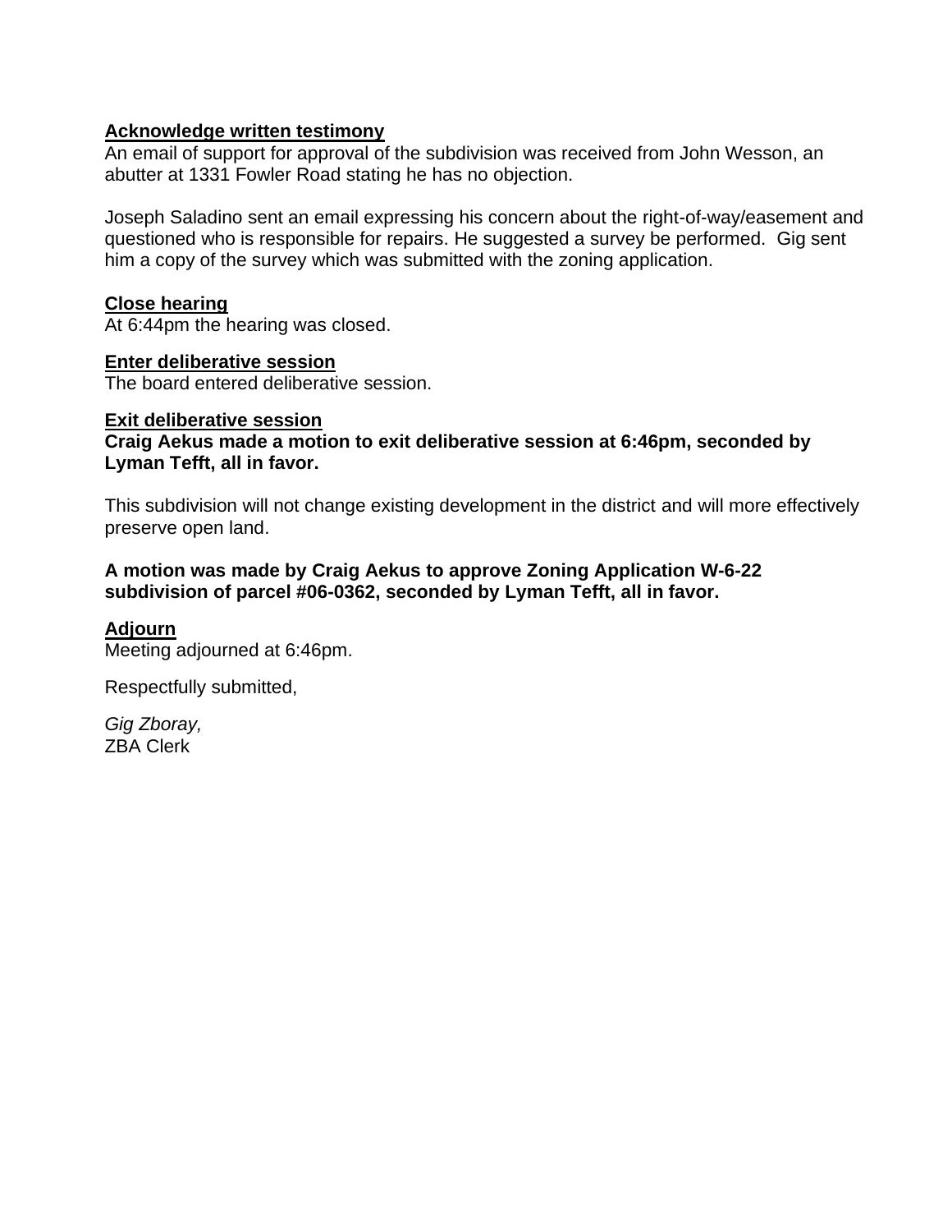**Acknowledge written testimony**

An email of support for approval of the subdivision was received from John Wesson, an abutter at 1331 Fowler Road stating he has no objection.

Joseph Saladino sent an email expressing his concern about the right-of-way/easement and questioned who is responsible for repairs. He suggested a survey be performed. Gig sent him a copy of the survey which was submitted with the zoning application.

**Close hearing**

At 6:44pm the hearing was closed.

**Enter deliberative session**

The board entered deliberative session.

**Exit deliberative session**

**Craig Aekus made a motion to exit deliberative session at 6:46pm, seconded by Lyman Tefft, all in favor.**

This subdivision will not change existing development in the district and will more effectively preserve open land.

**A motion was made by Craig Aekus to approve Zoning Application W-6-22 subdivision of parcel #06-0362, seconded by Lyman Tefft, all in favor.**

**Adjourn**

Meeting adjourned at 6:46pm.

Respectfully submitted,

*Gig Zboray,*
ZBA Clerk